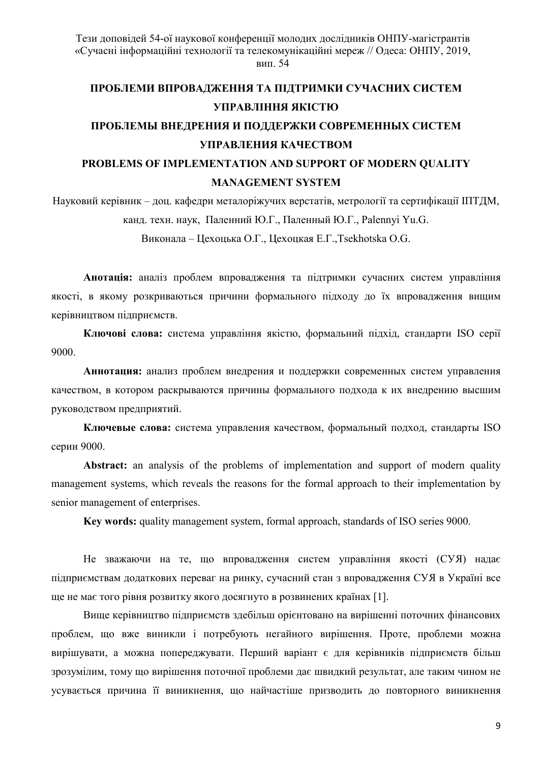# ПРОБЛЕМИ ВПРОВАДЖЕННЯ ТА ПІДТРИМКИ СУЧАСНИХ СИСТЕМ УПРАВЛІННЯ ЯКІСТЮ

# ПРОБЛЕМЫ ВНЕДРЕНИЯ И ПОДДЕРЖКИ СОВРЕМЕННЫХ СИСТЕМ УПРАВЛЕНИЯ КАЧЕСТВОМ

# PROBLEMS OF IMPLEMENTATION AND SUPPORT OF MODERN QUALITY MANAGEMENT SYSTEM

Науковий керівник – доц. кафедри металоріжучих верстатів, метрології та сертифікації ІПТДМ, канд. техн. наук, Паленний Ю.Г., Паленный Ю.Г., Palennyi Yu.G.

Виконала – Цехоцька О.Г., Цехоцкая Е.Г.,Tsekhotska O.G.

**Анотація:** аналіз проблем впровадження та підтримки сучасних систем управління якості, в якому розкриваються причини формального підходу до їх впровадження вищим керівництвом підприємств.

**Ключові слова:** система управління якістю, формальний підхід, стандарти ISO серії 9000.

**Аннотация:** анализ проблем внедрения и поддержки современных систем управления качеством, в котором раскрываются причины формального подхода к их внедрению высшим руководством предприятий.

**Ключевые слова:** система управления качеством, формальный подход, стандарты ISO серии 9000.

**Abstract:** an analysis of the problems of implementation and support of modern quality management systems, which reveals the reasons for the formal approach to their implementation by senior management of enterprises.

**Key words:** quality management system, formal approach, standards of ISO series 9000.

Не зважаючи на те, що впровадження систем управління якості (СУЯ) надає підприємствам додаткових переваг на ринку, сучасний стан з впровадження СУЯ в Україні все ще не має того рівня розвитку якого досягнуто в розвинених країнах [1].

Вище керівництво підприємств здебільш орієнтовано на вирішенні поточних фінансових проблем, що вже виникли і потребують негайного вирішення. Проте, проблеми можна вирішувати, а можна попереджувати. Перший варіант є для керівників підприємств більш зрозумілим, тому що вирішення поточної проблеми дає швидкий результат, але таким чином не усувається причина її виникнення, що найчастіше призводить до повторного виникнення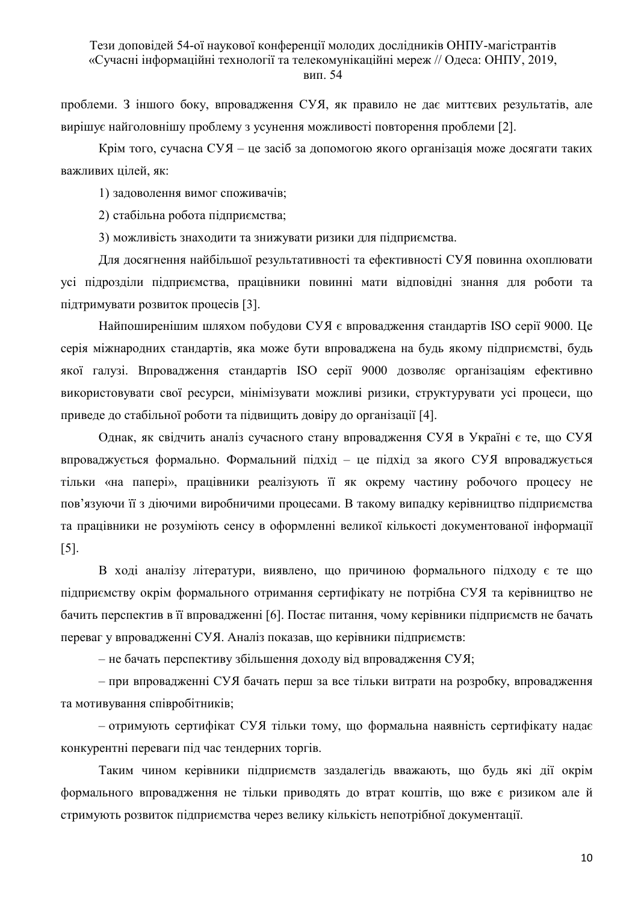проблеми. З іншого боку, впровадження СУЯ, як правило не дає миттєвих результатів, але вирішує найголовнішу проблему з усунення можливості повторення проблеми [2].

Крім того, сучасна СУЯ – це засіб за допомогою якого організація може досягати таких важливих цілей, як:

1) задоволення вимог споживачів;

2) стабільна робота підприємства;

3) можливість знаходити та знижувати ризики для підприємства.

Для досягнення найбільшої результативності та ефективності СУЯ повинна охоплювати усі підрозділи підприємства, працівники повинні мати відповідні знання для роботи та підтримувати розвиток процесів [3].

Найпоширенішим шляхом побудови СУЯ є впровадження стандартів ISO серії 9000. Це серія міжнародних стандартів, яка може бути впроваджена на будь якому підприємстві, будь якої галузі. Впровадження стандартів ISO серії 9000 дозволяє організаціям ефективно використовувати свої ресурси, мінімізувати можливі ризики, структурувати усі процеси, що приведе до стабільної роботи та підвищить довіру до організації [4].

Однак, як свідчить аналіз сучасного стану впровадження СУЯ в Україні є те, що СУЯ впроваджується формально. Формальний підхід – це підхід за якого СУЯ впроваджується тільки «на папері», працівники реалізують її як окрему частину робочого процесу не пов’язуючи її з діючими виробничими процесами. В такому випадку керівництво підприємства та працівники не розуміють сенсу в оформленні великої кількості документованої інформації [5].

В ході аналізу літератури, виявлено, що причиною формального підходу є те що підприємству окрім формального отримання сертифікату не потрібна СУЯ та керівництво не бачить перспектив в її впровадженні [6]. Постає питання, чому керівники підприємств не бачать переваг у впровадженні СУЯ. Аналіз показав, що керівники підприємств:

– не бачать перспективу збільшення доходу від впровадження СУЯ;

– при впровадженні СУЯ бачать перш за все тільки витрати на розробку, впровадження та мотивування співробітників;

– отримують сертифікат СУЯ тільки тому, що формальна наявність сертифікату надає конкурентні переваги під час тендерних торгів.

Таким чином керівники підприємств заздалегідь вважають, що будь які дії окрім формального впровадження не тільки приводять до втрат коштів, що вже є ризиком але й стримують розвиток підприємства через велику кількість непотрібної документації.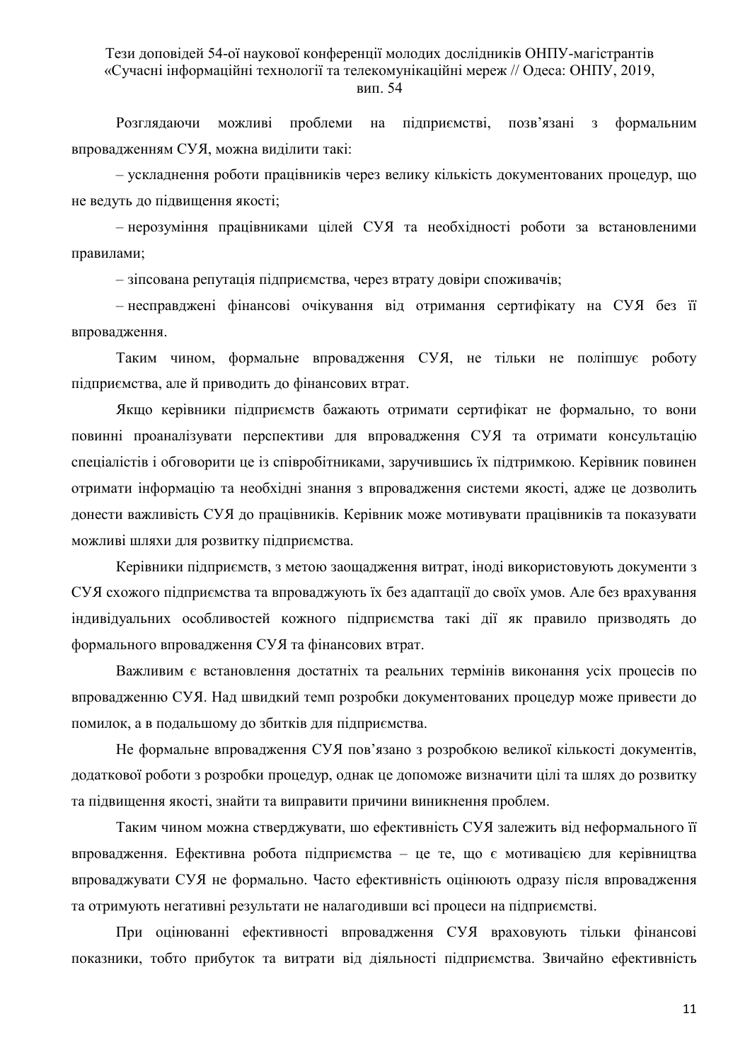Розглядаючи можливі проблеми на підприємстві, позв'язані з формальним впровадженням СУЯ, можна виділити такі:

– ускладнення роботи працівників через велику кількість документованих процедур, що не ведуть до підвищення якості;

– нерозуміння працівниками цілей СУЯ та необхідності роботи за встановленими правилами;

– зіпсована репутація підприємства, через втрату довіри споживачів;

– несправджені фінансові очікування від отримання сертифікату на СУЯ без її впровадження.

Таким чином, формальне впровадження СУЯ, не тільки не поліпшує роботу підприємства, але й приводить до фінансових втрат.

Якщо керівники підприємств бажають отримати сертифікат не формально, то вони повинні проаналізувати перспективи для впровадження СУЯ та отримати консультацію спеціалістів і обговорити це із співробітниками, заручившись їх підтримкою. Керівник повинен отримати інформацію та необхідні знання з впровадження системи якості, адже це дозволить донести важливість СУЯ до працівників. Керівник може мотивувати працівників та показувати можливі шляхи для розвитку підприємства.

Керівники підприємств, з метою заощадження витрат, іноді використовують документи з СУЯ схожого підприємства та впроваджують їх без адаптації до своїх умов. Але без врахування індивідуальних особливостей кожного підприємства такі дії як правило призводять до формального впровадження СУЯ та фінансових втрат.

Важливим є встановлення достатніх та реальних термінів виконання усіх процесів по впровадженню СУЯ. Над швидкий темп розробки документованих процедур може привести до помилок, а в подальшому до збитків для підприємства.

Не формальне впровадження СУЯ пов'язано з розробкою великої кількості документів, додаткової роботи з розробки процедур, однак це допоможе визначити цілі та шлях до розвитку та підвищення якості, знайти та виправити причини виникнення проблем.

Таким чином можна стверджувати, шо ефективність СУЯ залежить від неформального її впровадження. Ефективна робота підприємства – це те, що є мотивацією для керівництва впроваджувати СУЯ не формально. Часто ефективність оцінюють одразу після впровадження та отримують негативні результати не налагодивши всі процеси на підприємстві.

При оцінюванні ефективності впровадження СУЯ враховують тільки фінансові показники, тобто прибуток та витрати від діяльності підприємства. Звичайно ефективність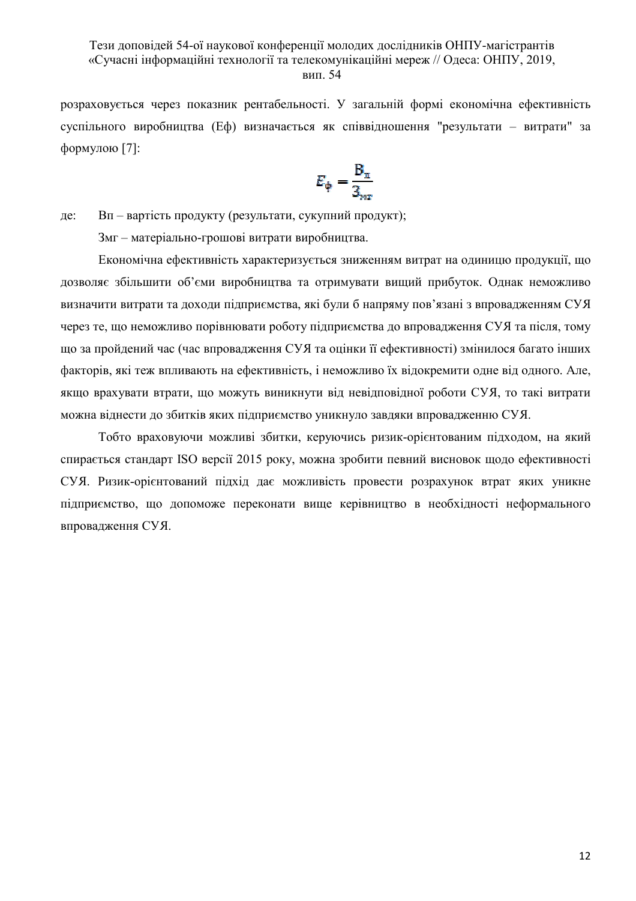розраховується через показник рентабельності. У загальній формі економічна ефективність суспільного виробництва (Еф) визначається як співвідношення "результати – витрати" за формулою [7]:

$$E_{ф} = \frac{В_{п}}{З_{мг}}$$

де: Вп – вартість продукту (результати, сукупний продукт);

Змг – матеріально-грошові витрати виробництва.

Економічна ефективність характеризується зниженням витрат на одиницю продукції, що дозволяє збільшити об'єми виробництва та отримувати вищий прибуток. Однак неможливо визначити витрати та доходи підприємства, які були б напряму пов'язані з впровадженням СУЯ через те, що неможливо порівнювати роботу підприємства до впровадження СУЯ та після, тому що за пройдений час (час впровадження СУЯ та оцінки її ефективності) змінилося багато інших факторів, які теж впливають на ефективність, і неможливо їх відокремити одне від одного. Але, якщо врахувати втрати, що можуть виникнути від невідповідної роботи СУЯ, то такі витрати можна віднести до збитків яких підприємство уникнуло завдяки впровадженню СУЯ.

Тобто враховуючи можливі збитки, керуючись ризик-орієнтованим підходом, на який спирається стандарт ISO версії 2015 року, можна зробити певний висновок щодо ефективності СУЯ. Ризик-орієнтований підхід дає можливість провести розрахунок втрат яких уникне підприємство, що допоможе переконати вище керівництво в необхідності неформального впровадження СУЯ.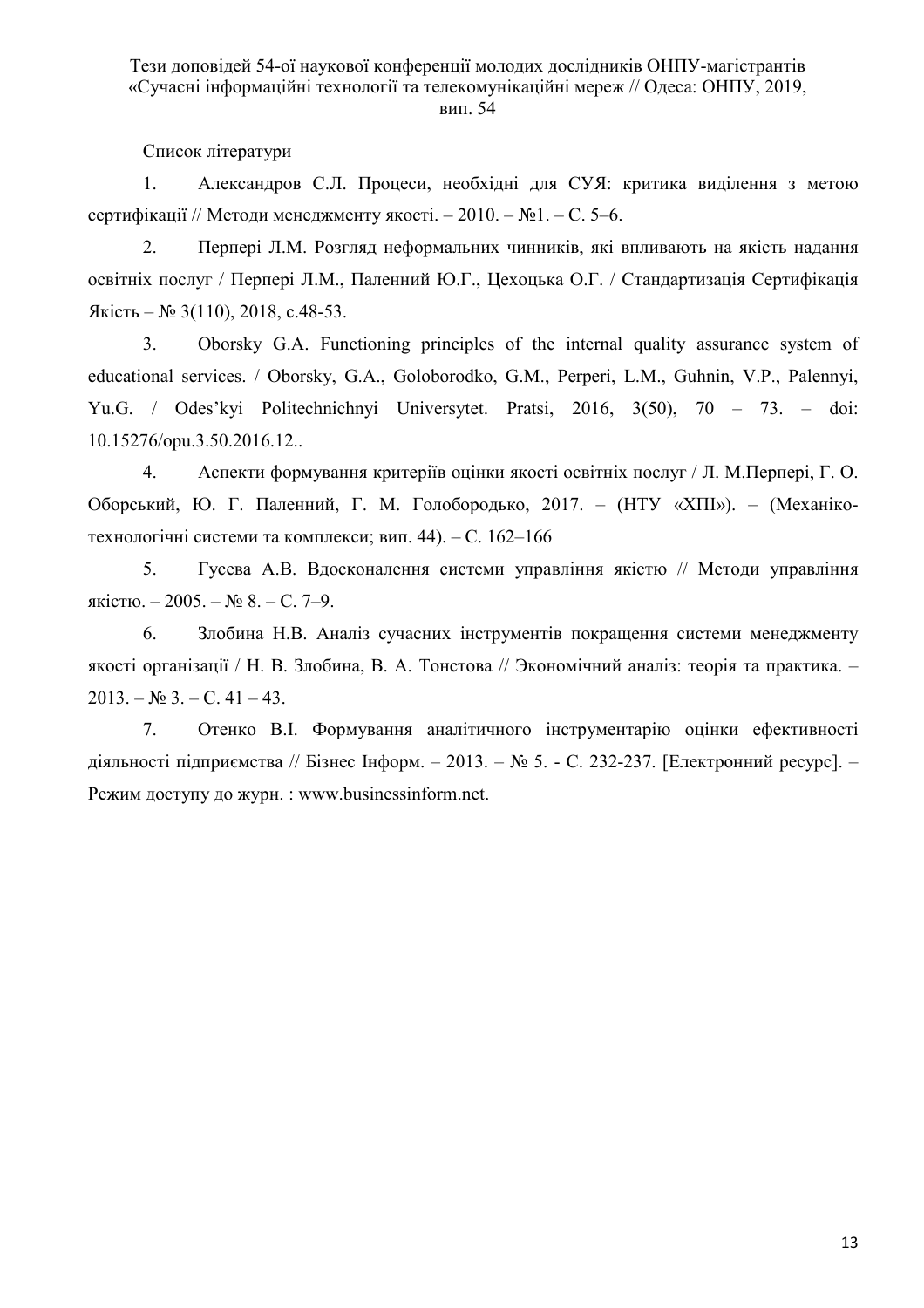Список літератури

1. Александров С.Л. Процеси, необхідні для СУЯ: критика виділення з метою сертифікації // Методи менеджменту якості. – 2010. – №1. – С. 5–6.

2. Перпері Л.М. Розгляд неформальних чинників, які впливають на якість надання освітніх послуг / Перпері Л.М., Паленний Ю.Г., Цехоцька О.Г. / Стандартизація Сертифікація Якість – № 3(110), 2018, с.48-53.

3. Oborsky G.A. Functioning principles of the internal quality assurance system of educational services. / Oborsky, G.A., Goloborodko, G.M., Perperi, L.M., Guhnin, V.P., Palennyi, Yu.G. / Odes'kyi Politechnichnyi Universytet. Pratsi, 2016, 3(50), 70 – 73. – doi: 10.15276/opu.3.50.2016.12..

4. Аспекти формування критеріїв оцінки якості освітніх послуг / Л. М.Перпері, Г. О. Оборський, Ю. Г. Паленний, Г. М. Голобородько, 2017. – (НТУ «ХПІ»). – (Механіко-технологічні системи та комплекси; вип. 44). – С. 162–166

5. Гусева А.В. Вдосконалення системи управління якістю // Методи управління якістю. – 2005. – № 8. – С. 7–9.

6. Злобина Н.В. Аналіз сучасних інструментів покращення системи менеджменту якості організації / Н. В. Злобина, В. А. Тонстова // Экономічний аналіз: теорія та практика. – 2013. – № 3. – С. 41 – 43.

7. Отенко В.І. Формування аналітичного інструментарію оцінки ефективності діяльності підприємства // Бізнес Інформ. – 2013. – № 5. - С. 232-237. [Електронний ресурс]. – Режим доступу до журн. : www.businessinform.net.